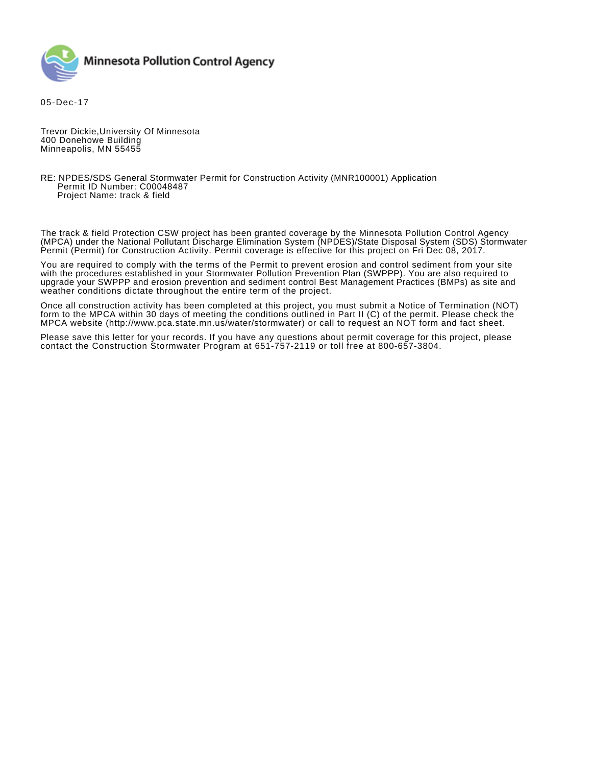Minnesota Pollution Control Agency

05-Dec-17

Trevor Dickie,University Of Minnesota
400 Donehowe Building
Minneapolis, MN 55455

RE: NPDES/SDS General Stormwater Permit for Construction Activity (MNR100001) Application
Permit ID Number: C00048487
Project Name: track & field

The track & field Protection CSW project has been granted coverage by the Minnesota Pollution Control Agency (MPCA) under the National Pollutant Discharge Elimination System (NPDES)/State Disposal System (SDS) Stormwater Permit (Permit) for Construction Activity. Permit coverage is effective for this project on Fri Dec 08, 2017.

You are required to comply with the terms of the Permit to prevent erosion and control sediment from your site with the procedures established in your Stormwater Pollution Prevention Plan (SWPPP). You are also required to upgrade your SWPPP and erosion prevention and sediment control Best Management Practices (BMPs) as site and weather conditions dictate throughout the entire term of the project.

Once all construction activity has been completed at this project, you must submit a Notice of Termination (NOT) form to the MPCA within 30 days of meeting the conditions outlined in Part II (C) of the permit. Please check the MPCA website (http://www.pca.state.mn.us/water/stormwater) or call to request an NOT form and fact sheet.

Please save this letter for your records. If you have any questions about permit coverage for this project, please contact the Construction Stormwater Program at 651-757-2119 or toll free at 800-657-3804.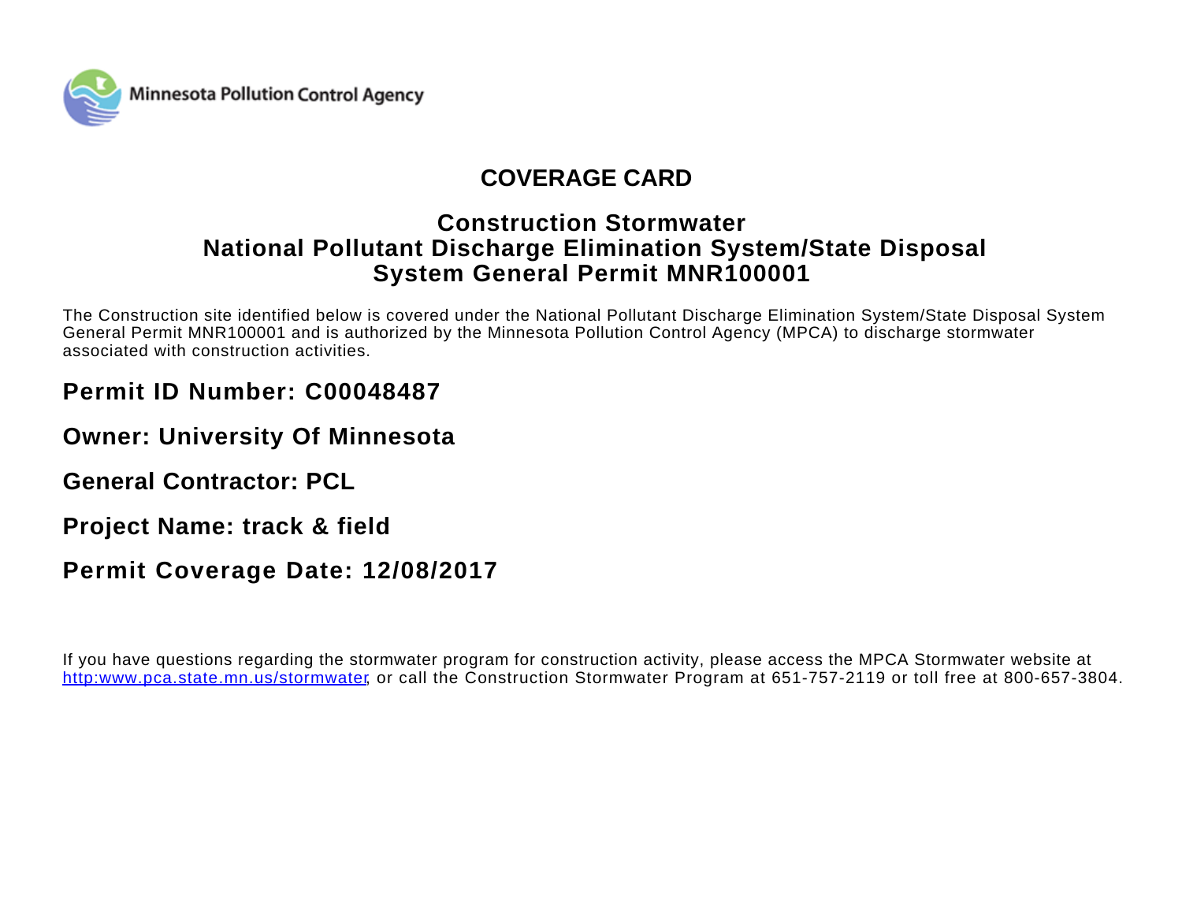Minnesota Pollution Control Agency

# COVERAGE CARD

## Construction Stormwater
## National Pollutant Discharge Elimination System/State Disposal System General Permit MNR100001

The Construction site identified below is covered under the National Pollutant Discharge Elimination System/State Disposal System General Permit MNR100001 and is authorized by the Minnesota Pollution Control Agency (MPCA) to discharge stormwater associated with construction activities.

**Permit ID Number: C00048487**

**Owner: University Of Minnesota**

**General Contractor: PCL**

**Project Name: track & field**

**Permit Coverage Date: 12/08/2017**

If you have questions regarding the stormwater program for construction activity, please access the MPCA Stormwater website at http:www.pca.state.mn.us/stormwater, or call the Construction Stormwater Program at 651-757-2119 or toll free at 800-657-3804.